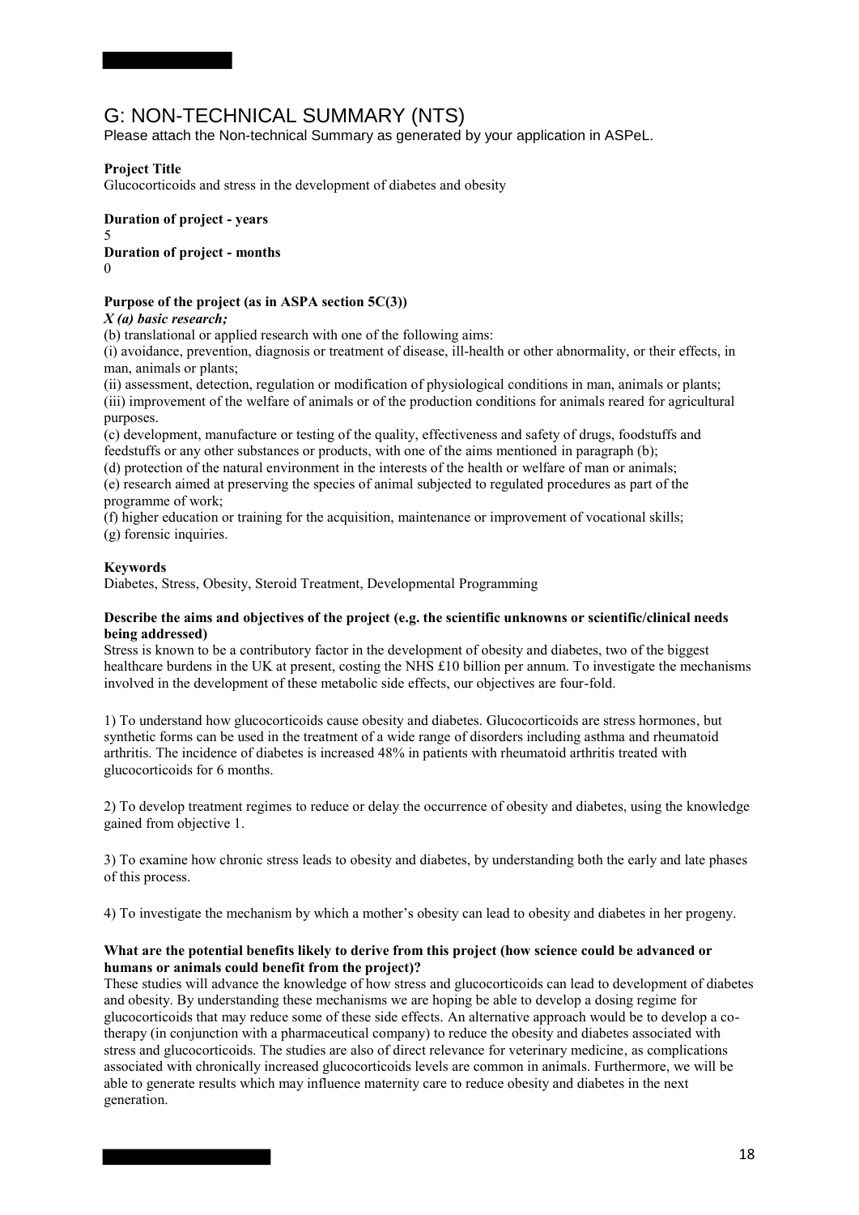# G: NON-TECHNICAL SUMMARY (NTS)

Please attach the Non-technical Summary as generated by your application in ASPeL.

**Project Title**

Glucocorticoids and stress in the development of diabetes and obesity

**Duration of project - years**

5

**Duration of project - months**

0

**Purpose of the project (as in ASPA section 5C(3))**

***X (a) basic research;***

(b) translational or applied research with one of the following aims:

(i) avoidance, prevention, diagnosis or treatment of disease, ill-health or other abnormality, or their effects, in man, animals or plants;

(ii) assessment, detection, regulation or modification of physiological conditions in man, animals or plants;

(iii) improvement of the welfare of animals or of the production conditions for animals reared for agricultural purposes.

(c) development, manufacture or testing of the quality, effectiveness and safety of drugs, foodstuffs and feedstuffs or any other substances or products, with one of the aims mentioned in paragraph (b);

(d) protection of the natural environment in the interests of the health or welfare of man or animals;

(e) research aimed at preserving the species of animal subjected to regulated procedures as part of the programme of work;

(f) higher education or training for the acquisition, maintenance or improvement of vocational skills;

(g) forensic inquiries.

**Keywords**

Diabetes, Stress, Obesity, Steroid Treatment, Developmental Programming

**Describe the aims and objectives of the project (e.g. the scientific unknowns or scientific/clinical needs being addressed)**

Stress is known to be a contributory factor in the development of obesity and diabetes, two of the biggest healthcare burdens in the UK at present, costing the NHS £10 billion per annum. To investigate the mechanisms involved in the development of these metabolic side effects, our objectives are four-fold.

1) To understand how glucocorticoids cause obesity and diabetes. Glucocorticoids are stress hormones, but synthetic forms can be used in the treatment of a wide range of disorders including asthma and rheumatoid arthritis. The incidence of diabetes is increased 48% in patients with rheumatoid arthritis treated with glucocorticoids for 6 months.

2) To develop treatment regimes to reduce or delay the occurrence of obesity and diabetes, using the knowledge gained from objective 1.

3) To examine how chronic stress leads to obesity and diabetes, by understanding both the early and late phases of this process.

4) To investigate the mechanism by which a mother's obesity can lead to obesity and diabetes in her progeny.

**What are the potential benefits likely to derive from this project (how science could be advanced or humans or animals could benefit from the project)?**

These studies will advance the knowledge of how stress and glucocorticoids can lead to development of diabetes and obesity. By understanding these mechanisms we are hoping be able to develop a dosing regime for glucocorticoids that may reduce some of these side effects. An alternative approach would be to develop a co-therapy (in conjunction with a pharmaceutical company) to reduce the obesity and diabetes associated with stress and glucocorticoids. The studies are also of direct relevance for veterinary medicine, as complications associated with chronically increased glucocorticoids levels are common in animals. Furthermore, we will be able to generate results which may influence maternity care to reduce obesity and diabetes in the next generation.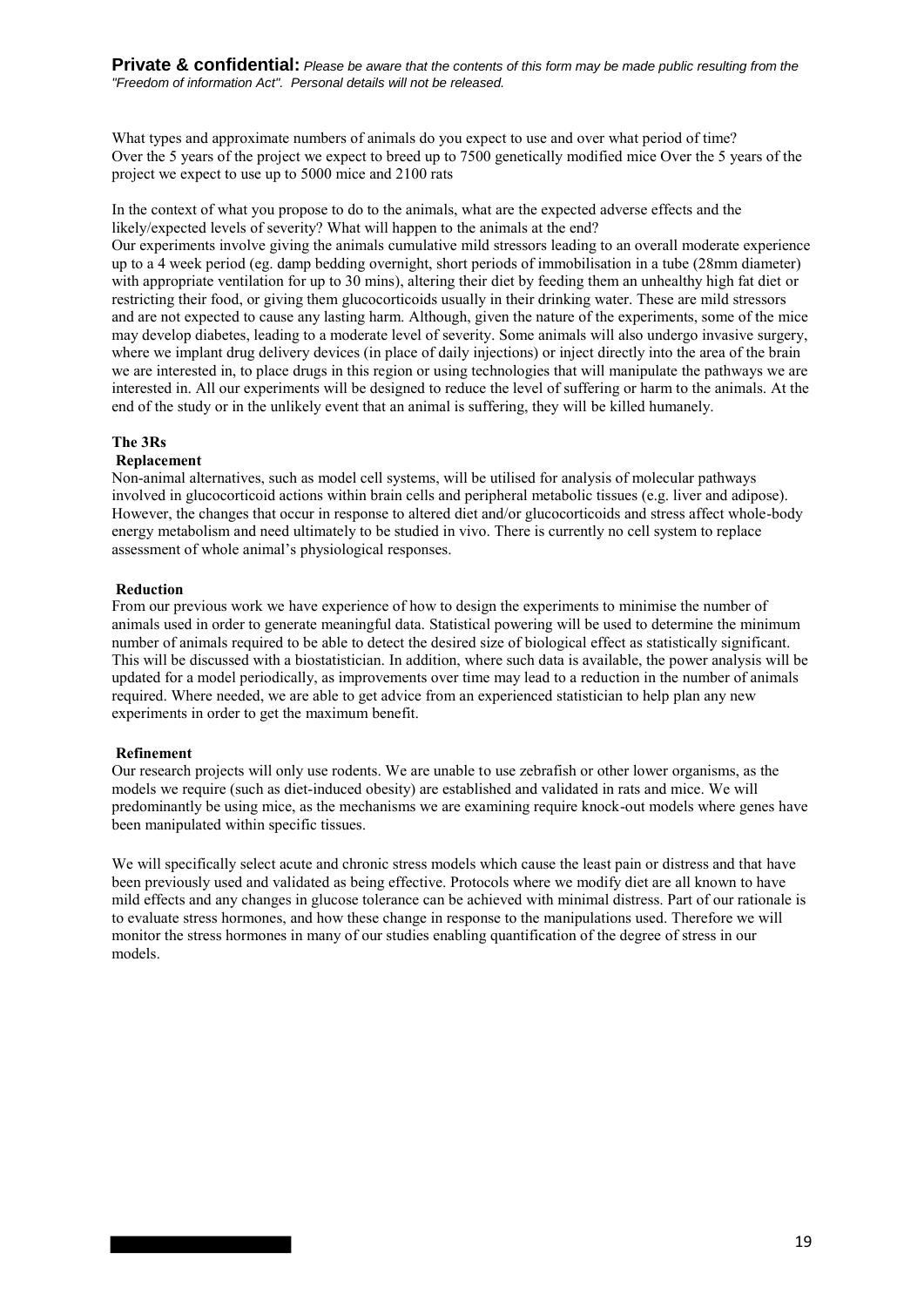**Private & confidential:** *Please be aware that the contents of this form may be made public resulting from the "Freedom of information Act". Personal details will not be released.*

What types and approximate numbers of animals do you expect to use and over what period of time?
Over the 5 years of the project we expect to breed up to 7500 genetically modified mice Over the 5 years of the project we expect to use up to 5000 mice and 2100 rats

In the context of what you propose to do to the animals, what are the expected adverse effects and the likely/expected levels of severity? What will happen to the animals at the end?
Our experiments involve giving the animals cumulative mild stressors leading to an overall moderate experience up to a 4 week period (eg. damp bedding overnight, short periods of immobilisation in a tube (28mm diameter) with appropriate ventilation for up to 30 mins), altering their diet by feeding them an unhealthy high fat diet or restricting their food, or giving them glucocorticoids usually in their drinking water. These are mild stressors and are not expected to cause any lasting harm. Although, given the nature of the experiments, some of the mice may develop diabetes, leading to a moderate level of severity. Some animals will also undergo invasive surgery, where we implant drug delivery devices (in place of daily injections) or inject directly into the area of the brain we are interested in, to place drugs in this region or using technologies that will manipulate the pathways we are interested in. All our experiments will be designed to reduce the level of suffering or harm to the animals. At the end of the study or in the unlikely event that an animal is suffering, they will be killed humanely.

**The 3Rs**

**Replacement**

Non-animal alternatives, such as model cell systems, will be utilised for analysis of molecular pathways involved in glucocorticoid actions within brain cells and peripheral metabolic tissues (e.g. liver and adipose). However, the changes that occur in response to altered diet and/or glucocorticoids and stress affect whole-body energy metabolism and need ultimately to be studied in vivo. There is currently no cell system to replace assessment of whole animal's physiological responses.

**Reduction**

From our previous work we have experience of how to design the experiments to minimise the number of animals used in order to generate meaningful data. Statistical powering will be used to determine the minimum number of animals required to be able to detect the desired size of biological effect as statistically significant. This will be discussed with a biostatistician. In addition, where such data is available, the power analysis will be updated for a model periodically, as improvements over time may lead to a reduction in the number of animals required. Where needed, we are able to get advice from an experienced statistician to help plan any new experiments in order to get the maximum benefit.

**Refinement**

Our research projects will only use rodents. We are unable to use zebrafish or other lower organisms, as the models we require (such as diet-induced obesity) are established and validated in rats and mice. We will predominantly be using mice, as the mechanisms we are examining require knock-out models where genes have been manipulated within specific tissues.

We will specifically select acute and chronic stress models which cause the least pain or distress and that have been previously used and validated as being effective. Protocols where we modify diet are all known to have mild effects and any changes in glucose tolerance can be achieved with minimal distress. Part of our rationale is to evaluate stress hormones, and how these change in response to the manipulations used. Therefore we will monitor the stress hormones in many of our studies enabling quantification of the degree of stress in our models.